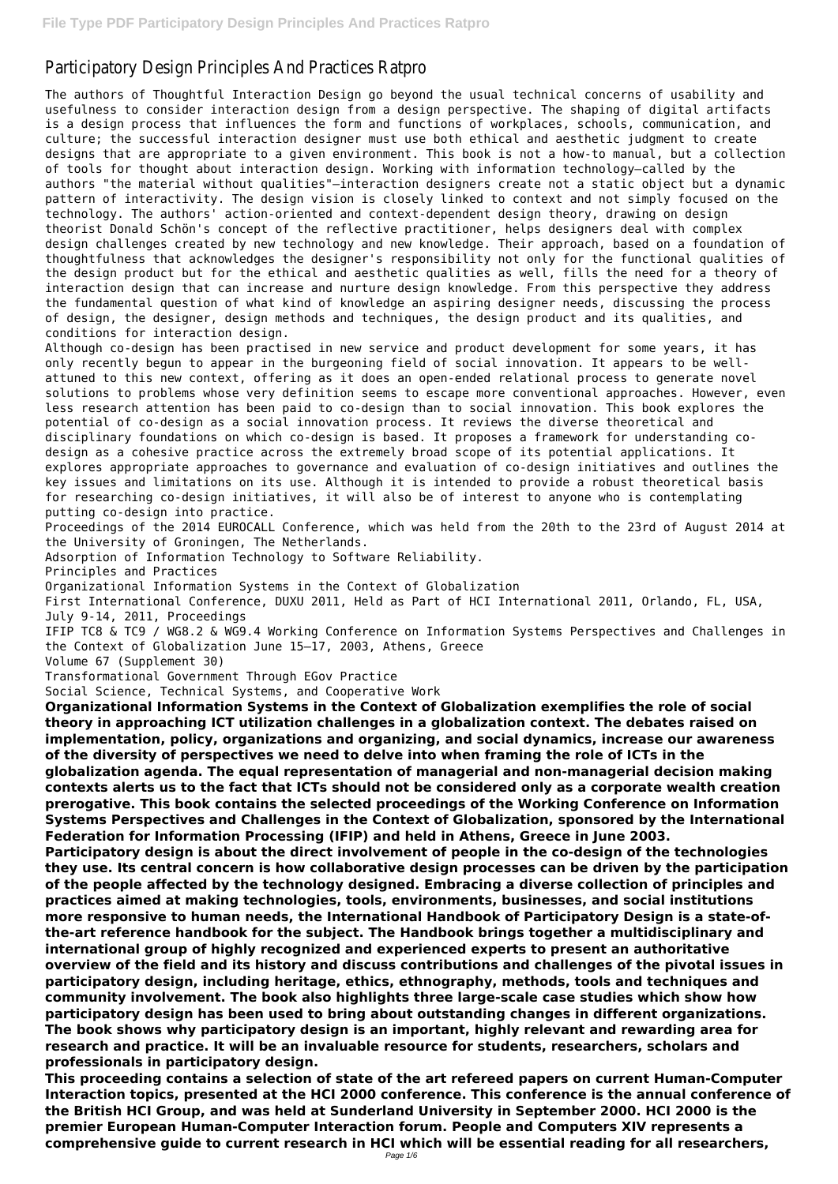# Participatory Design Principles And Practices Ratpro

The authors of Thoughtful Interaction Design go beyond the usual technical concerns of usability and usefulness to consider interaction design from a design perspective. The shaping of digital artifacts is a design process that influences the form and functions of workplaces, schools, communication, and culture; the successful interaction designer must use both ethical and aesthetic judgment to create designs that are appropriate to a given environment. This book is not a how-to manual, but a collection of tools for thought about interaction design. Working with information technology—called by the authors "the material without qualities"—interaction designers create not a static object but a dynamic pattern of interactivity. The design vision is closely linked to context and not simply focused on the technology. The authors' action-oriented and context-dependent design theory, drawing on design theorist Donald Schön's concept of the reflective practitioner, helps designers deal with complex design challenges created by new technology and new knowledge. Their approach, based on a foundation of thoughtfulness that acknowledges the designer's responsibility not only for the functional qualities of the design product but for the ethical and aesthetic qualities as well, fills the need for a theory of interaction design that can increase and nurture design knowledge. From this perspective they address the fundamental question of what kind of knowledge an aspiring designer needs, discussing the process of design, the designer, design methods and techniques, the design product and its qualities, and conditions for interaction design.

Although co-design has been practised in new service and product development for some years, it has only recently begun to appear in the burgeoning field of social innovation. It appears to be well-attuned to this new context, offering as it does an open-ended relational process to generate novel solutions to problems whose very definition seems to escape more conventional approaches. However, even less research attention has been paid to co-design than to social innovation. This book explores the potential of co-design as a social innovation process. It reviews the diverse theoretical and disciplinary foundations on which co-design is based. It proposes a framework for understanding co-design as a cohesive practice across the extremely broad scope of its potential applications. It explores appropriate approaches to governance and evaluation of co-design initiatives and outlines the key issues and limitations on its use. Although it is intended to provide a robust theoretical basis for researching co-design initiatives, it will also be of interest to anyone who is contemplating putting co-design into practice.

Proceedings of the 2014 EUROCALL Conference, which was held from the 20th to the 23rd of August 2014 at the University of Groningen, The Netherlands.

Adsorption of Information Technology to Software Reliability.

Principles and Practices

Organizational Information Systems in the Context of Globalization

First International Conference, DUXU 2011, Held as Part of HCI International 2011, Orlando, FL, USA, July 9-14, 2011, Proceedings

IFIP TC8 & TC9 / WG8.2 & WG9.4 Working Conference on Information Systems Perspectives and Challenges in the Context of Globalization June 15–17, 2003, Athens, Greece

Volume 67 (Supplement 30)

Transformational Government Through EGov Practice

Social Science, Technical Systems, and Cooperative Work

**Organizational Information Systems in the Context of Globalization exemplifies the role of social theory in approaching ICT utilization challenges in a globalization context. The debates raised on implementation, policy, organizations and organizing, and social dynamics, increase our awareness of the diversity of perspectives we need to delve into when framing the role of ICTs in the globalization agenda. The equal representation of managerial and non-managerial decision making contexts alerts us to the fact that ICTs should not be considered only as a corporate wealth creation prerogative. This book contains the selected proceedings of the Working Conference on Information Systems Perspectives and Challenges in the Context of Globalization, sponsored by the International Federation for Information Processing (IFIP) and held in Athens, Greece in June 2003.**

**Participatory design is about the direct involvement of people in the co-design of the technologies they use. Its central concern is how collaborative design processes can be driven by the participation of the people affected by the technology designed. Embracing a diverse collection of principles and practices aimed at making technologies, tools, environments, businesses, and social institutions more responsive to human needs, the International Handbook of Participatory Design is a state-of-the-art reference handbook for the subject. The Handbook brings together a multidisciplinary and international group of highly recognized and experienced experts to present an authoritative overview of the field and its history and discuss contributions and challenges of the pivotal issues in participatory design, including heritage, ethics, ethnography, methods, tools and techniques and community involvement. The book also highlights three large-scale case studies which show how participatory design has been used to bring about outstanding changes in different organizations. The book shows why participatory design is an important, highly relevant and rewarding area for research and practice. It will be an invaluable resource for students, researchers, scholars and professionals in participatory design.**

**This proceeding contains a selection of state of the art refereed papers on current Human-Computer Interaction topics, presented at the HCI 2000 conference. This conference is the annual conference of the British HCI Group, and was held at Sunderland University in September 2000. HCI 2000 is the premier European Human-Computer Interaction forum. People and Computers XIV represents a comprehensive guide to current research in HCI which will be essential reading for all researchers,**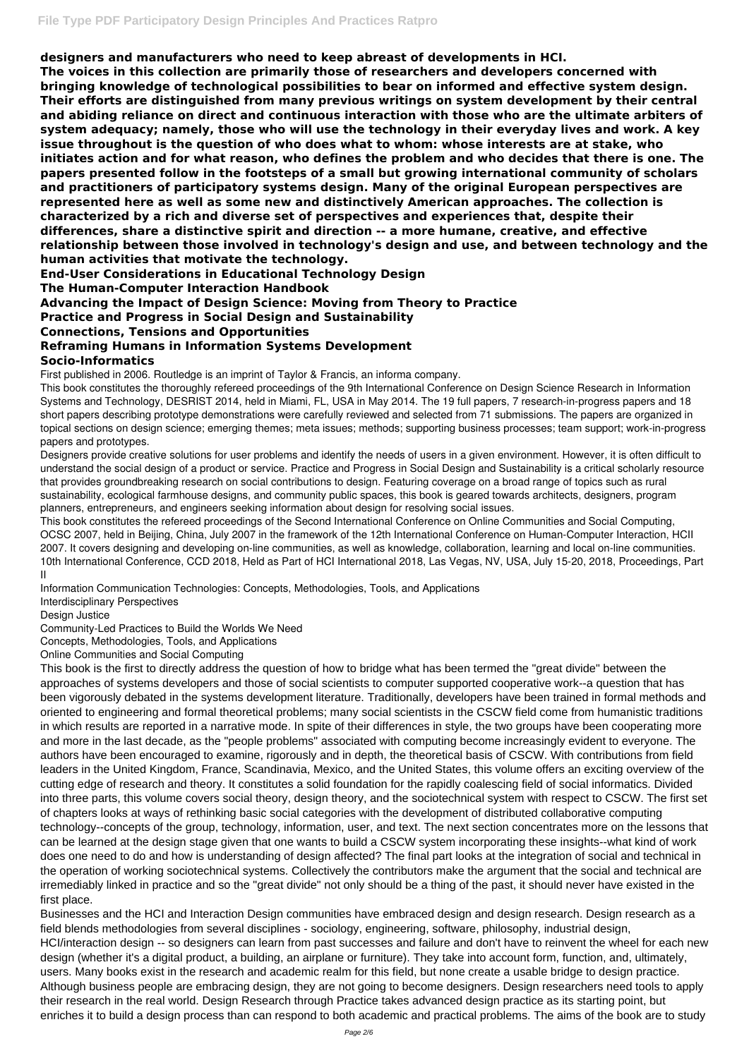**designers and manufacturers who need to keep abreast of developments in HCI.**

**The voices in this collection are primarily those of researchers and developers concerned with bringing knowledge of technological possibilities to bear on informed and effective system design. Their efforts are distinguished from many previous writings on system development by their central and abiding reliance on direct and continuous interaction with those who are the ultimate arbiters of system adequacy; namely, those who will use the technology in their everyday lives and work. A key issue throughout is the question of who does what to whom: whose interests are at stake, who initiates action and for what reason, who defines the problem and who decides that there is one. The papers presented follow in the footsteps of a small but growing international community of scholars and practitioners of participatory systems design. Many of the original European perspectives are represented here as well as some new and distinctively American approaches. The collection is characterized by a rich and diverse set of perspectives and experiences that, despite their differences, share a distinctive spirit and direction -- a more humane, creative, and effective relationship between those involved in technology's design and use, and between technology and the human activities that motivate the technology.**

**End-User Considerations in Educational Technology Design**

**The Human-Computer Interaction Handbook**

**Advancing the Impact of Design Science: Moving from Theory to Practice**

**Practice and Progress in Social Design and Sustainability**

**Connections, Tensions and Opportunities**

**Reframing Humans in Information Systems Development**

**Socio-Informatics**

First published in 2006. Routledge is an imprint of Taylor & Francis, an informa company.

This book constitutes the thoroughly refereed proceedings of the 9th International Conference on Design Science Research in Information Systems and Technology, DESRIST 2014, held in Miami, FL, USA in May 2014. The 19 full papers, 7 research-in-progress papers and 18 short papers describing prototype demonstrations were carefully reviewed and selected from 71 submissions. The papers are organized in topical sections on design science; emerging themes; meta issues; methods; supporting business processes; team support; work-in-progress papers and prototypes.

Designers provide creative solutions for user problems and identify the needs of users in a given environment. However, it is often difficult to understand the social design of a product or service. Practice and Progress in Social Design and Sustainability is a critical scholarly resource that provides groundbreaking research on social contributions to design. Featuring coverage on a broad range of topics such as rural sustainability, ecological farmhouse designs, and community public spaces, this book is geared towards architects, designers, program planners, entrepreneurs, and engineers seeking information about design for resolving social issues.

This book constitutes the refereed proceedings of the Second International Conference on Online Communities and Social Computing, OCSC 2007, held in Beijing, China, July 2007 in the framework of the 12th International Conference on Human-Computer Interaction, HCII 2007. It covers designing and developing on-line communities, as well as knowledge, collaboration, learning and local on-line communities.

10th International Conference, CCD 2018, Held as Part of HCI International 2018, Las Vegas, NV, USA, July 15-20, 2018, Proceedings, Part II

Information Communication Technologies: Concepts, Methodologies, Tools, and Applications

Interdisciplinary Perspectives

Design Justice

Community-Led Practices to Build the Worlds We Need

Concepts, Methodologies, Tools, and Applications

Online Communities and Social Computing

This book is the first to directly address the question of how to bridge what has been termed the "great divide" between the approaches of systems developers and those of social scientists to computer supported cooperative work--a question that has been vigorously debated in the systems development literature. Traditionally, developers have been trained in formal methods and oriented to engineering and formal theoretical problems; many social scientists in the CSCW field come from humanistic traditions in which results are reported in a narrative mode. In spite of their differences in style, the two groups have been cooperating more and more in the last decade, as the "people problems" associated with computing become increasingly evident to everyone. The authors have been encouraged to examine, rigorously and in depth, the theoretical basis of CSCW. With contributions from field leaders in the United Kingdom, France, Scandinavia, Mexico, and the United States, this volume offers an exciting overview of the cutting edge of research and theory. It constitutes a solid foundation for the rapidly coalescing field of social informatics. Divided into three parts, this volume covers social theory, design theory, and the sociotechnical system with respect to CSCW. The first set of chapters looks at ways of rethinking basic social categories with the development of distributed collaborative computing technology--concepts of the group, technology, information, user, and text. The next section concentrates more on the lessons that can be learned at the design stage given that one wants to build a CSCW system incorporating these insights--what kind of work does one need to do and how is understanding of design affected? The final part looks at the integration of social and technical in the operation of working sociotechnical systems. Collectively the contributors make the argument that the social and technical are irremediably linked in practice and so the "great divide" not only should be a thing of the past, it should never have existed in the first place.

Businesses and the HCI and Interaction Design communities have embraced design and design research. Design research as a field blends methodologies from several disciplines - sociology, engineering, software, philosophy, industrial design, HCI/interaction design -- so designers can learn from past successes and failure and don't have to reinvent the wheel for each new design (whether it's a digital product, a building, an airplane or furniture). They take into account form, function, and, ultimately, users. Many books exist in the research and academic realm for this field, but none create a usable bridge to design practice. Although business people are embracing design, they are not going to become designers. Design researchers need tools to apply their research in the real world. Design Research through Practice takes advanced design practice as its starting point, but enriches it to build a design process than can respond to both academic and practical problems. The aims of the book are to study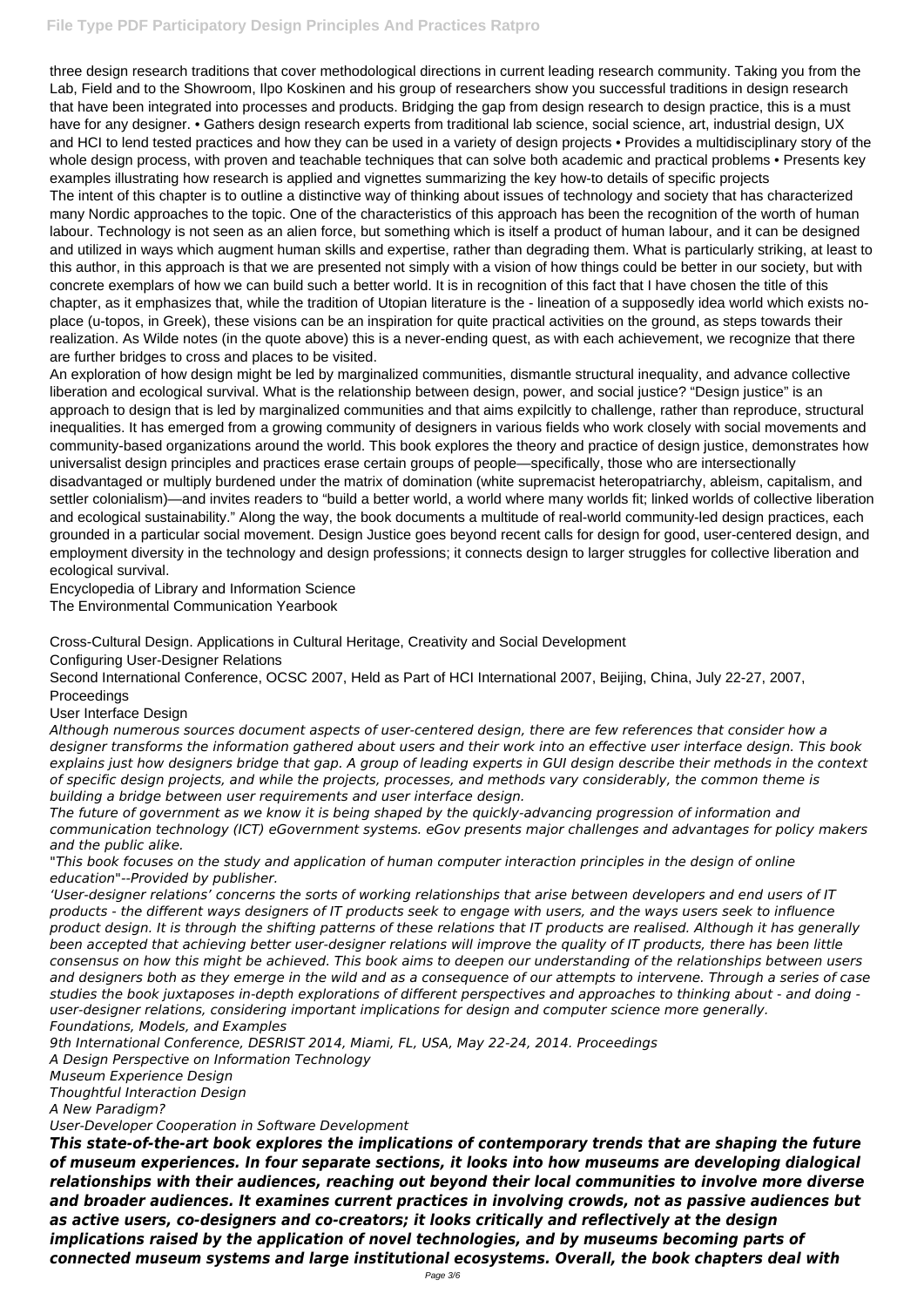three design research traditions that cover methodological directions in current leading research community. Taking you from the Lab, Field and to the Showroom, Ilpo Koskinen and his group of researchers show you successful traditions in design research that have been integrated into processes and products. Bridging the gap from design research to design practice, this is a must have for any designer. • Gathers design research experts from traditional lab science, social science, art, industrial design, UX and HCI to lend tested practices and how they can be used in a variety of design projects • Provides a multidisciplinary story of the whole design process, with proven and teachable techniques that can solve both academic and practical problems • Presents key examples illustrating how research is applied and vignettes summarizing the key how-to details of specific projects

The intent of this chapter is to outline a distinctive way of thinking about issues of technology and society that has characterized many Nordic approaches to the topic. One of the characteristics of this approach has been the recognition of the worth of human labour. Technology is not seen as an alien force, but something which is itself a product of human labour, and it can be designed and utilized in ways which augment human skills and expertise, rather than degrading them. What is particularly striking, at least to this author, in this approach is that we are presented not simply with a vision of how things could be better in our society, but with concrete exemplars of how we can build such a better world. It is in recognition of this fact that I have chosen the title of this chapter, as it emphasizes that, while the tradition of Utopian literature is the - lineation of a supposedly idea world which exists no-place (u-topos, in Greek), these visions can be an inspiration for quite practical activities on the ground, as steps towards their realization. As Wilde notes (in the quote above) this is a never-ending quest, as with each achievement, we recognize that there are further bridges to cross and places to be visited.

An exploration of how design might be led by marginalized communities, dismantle structural inequality, and advance collective liberation and ecological survival. What is the relationship between design, power, and social justice? "Design justice" is an approach to design that is led by marginalized communities and that aims expilcitly to challenge, rather than reproduce, structural inequalities. It has emerged from a growing community of designers in various fields who work closely with social movements and community-based organizations around the world. This book explores the theory and practice of design justice, demonstrates how universalist design principles and practices erase certain groups of people—specifically, those who are intersectionally disadvantaged or multiply burdened under the matrix of domination (white supremacist heteropatriarchy, ableism, capitalism, and settler colonialism)—and invites readers to "build a better world, a world where many worlds fit; linked worlds of collective liberation and ecological sustainability." Along the way, the book documents a multitude of real-world community-led design practices, each grounded in a particular social movement. Design Justice goes beyond recent calls for design for good, user-centered design, and employment diversity in the technology and design professions; it connects design to larger struggles for collective liberation and ecological survival.

Encyclopedia of Library and Information Science

The Environmental Communication Yearbook

Cross-Cultural Design. Applications in Cultural Heritage, Creativity and Social Development

Configuring User-Designer Relations

Second International Conference, OCSC 2007, Held as Part of HCI International 2007, Beijing, China, July 22-27, 2007, Proceedings

User Interface Design

*Although numerous sources document aspects of user-centered design, there are few references that consider how a designer transforms the information gathered about users and their work into an effective user interface design. This book explains just how designers bridge that gap. A group of leading experts in GUI design describe their methods in the context of specific design projects, and while the projects, processes, and methods vary considerably, the common theme is building a bridge between user requirements and user interface design.*

*The future of government as we know it is being shaped by the quickly-advancing progression of information and communication technology (ICT) eGovernment systems. eGov presents major challenges and advantages for policy makers and the public alike.*

*"This book focuses on the study and application of human computer interaction principles in the design of online education"--Provided by publisher.*

*'User-designer relations' concerns the sorts of working relationships that arise between developers and end users of IT products - the different ways designers of IT products seek to engage with users, and the ways users seek to influence product design. It is through the shifting patterns of these relations that IT products are realised. Although it has generally been accepted that achieving better user-designer relations will improve the quality of IT products, there has been little consensus on how this might be achieved. This book aims to deepen our understanding of the relationships between users and designers both as they emerge in the wild and as a consequence of our attempts to intervene. Through a series of case studies the book juxtaposes in-depth explorations of different perspectives and approaches to thinking about - and doing - user-designer relations, considering important implications for design and computer science more generally.*

*Foundations, Models, and Examples*

*9th International Conference, DESRIST 2014, Miami, FL, USA, May 22-24, 2014. Proceedings*

*A Design Perspective on Information Technology*

*Museum Experience Design*

*Thoughtful Interaction Design*

*A New Paradigm?*

*User-Developer Cooperation in Software Development*

***This state-of-the-art book explores the implications of contemporary trends that are shaping the future of museum experiences. In four separate sections, it looks into how museums are developing dialogical relationships with their audiences, reaching out beyond their local communities to involve more diverse and broader audiences. It examines current practices in involving crowds, not as passive audiences but as active users, co-designers and co-creators; it looks critically and reflectively at the design implications raised by the application of novel technologies, and by museums becoming parts of connected museum systems and large institutional ecosystems. Overall, the book chapters deal with***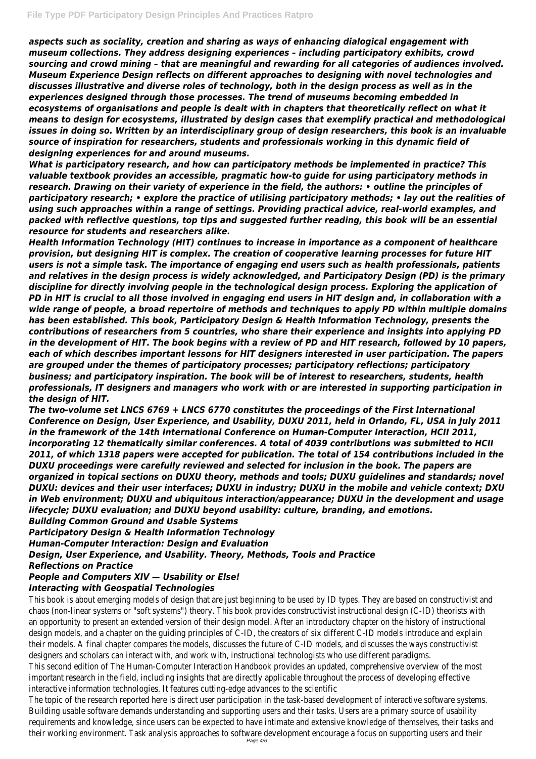*aspects such as sociality, creation and sharing as ways of enhancing dialogical engagement with museum collections. They address designing experiences – including participatory exhibits, crowd sourcing and crowd mining – that are meaningful and rewarding for all categories of audiences involved. Museum Experience Design reflects on different approaches to designing with novel technologies and discusses illustrative and diverse roles of technology, both in the design process as well as in the experiences designed through those processes. The trend of museums becoming embedded in ecosystems of organisations and people is dealt with in chapters that theoretically reflect on what it means to design for ecosystems, illustrated by design cases that exemplify practical and methodological issues in doing so. Written by an interdisciplinary group of design researchers, this book is an invaluable source of inspiration for researchers, students and professionals working in this dynamic field of designing experiences for and around museums.*

*What is participatory research, and how can participatory methods be implemented in practice? This valuable textbook provides an accessible, pragmatic how-to guide for using participatory methods in research. Drawing on their variety of experience in the field, the authors: • outline the principles of participatory research; • explore the practice of utilising participatory methods; • lay out the realities of using such approaches within a range of settings. Providing practical advice, real-world examples, and packed with reflective questions, top tips and suggested further reading, this book will be an essential resource for students and researchers alike.*

*Health Information Technology (HIT) continues to increase in importance as a component of healthcare provision, but designing HIT is complex. The creation of cooperative learning processes for future HIT users is not a simple task. The importance of engaging end users such as health professionals, patients and relatives in the design process is widely acknowledged, and Participatory Design (PD) is the primary discipline for directly involving people in the technological design process. Exploring the application of PD in HIT is crucial to all those involved in engaging end users in HIT design and, in collaboration with a wide range of people, a broad repertoire of methods and techniques to apply PD within multiple domains has been established. This book, Participatory Design & Health Information Technology, presents the contributions of researchers from 5 countries, who share their experience and insights into applying PD in the development of HIT. The book begins with a review of PD and HIT research, followed by 10 papers, each of which describes important lessons for HIT designers interested in user participation. The papers are grouped under the themes of participatory processes; participatory reflections; participatory business; and participatory inspiration. The book will be of interest to researchers, students, health professionals, IT designers and managers who work with or are interested in supporting participation in the design of HIT.*

*The two-volume set LNCS 6769 + LNCS 6770 constitutes the proceedings of the First International Conference on Design, User Experience, and Usability, DUXU 2011, held in Orlando, FL, USA in July 2011 in the framework of the 14th International Conference on Human-Computer Interaction, HCII 2011, incorporating 12 thematically similar conferences. A total of 4039 contributions was submitted to HCII 2011, of which 1318 papers were accepted for publication. The total of 154 contributions included in the DUXU proceedings were carefully reviewed and selected for inclusion in the book. The papers are organized in topical sections on DUXU theory, methods and tools; DUXU guidelines and standards; novel DUXU: devices and their user interfaces; DUXU in industry; DUXU in the mobile and vehicle context; DXU in Web environment; DUXU and ubiquitous interaction/appearance; DUXU in the development and usage lifecycle; DUXU evaluation; and DUXU beyond usability: culture, branding, and emotions.*

***Building Common Ground and Usable Systems***

***Participatory Design & Health Information Technology***

***Human-Computer Interaction: Design and Evaluation***

***Design, User Experience, and Usability. Theory, Methods, Tools and Practice***

***Reflections on Practice***

***People and Computers XIV — Usability or Else!***

***Interacting with Geospatial Technologies***

This book is about emerging models of design that are just beginning to be used by ID types. They are based on constructivist and chaos (non-linear systems or "soft systems") theory. This book provides constructivist instructional design (C-ID) theorists with an opportunity to present an extended version of their design model. After an introductory chapter on the history of instructional design models, and a chapter on the guiding principles of C-ID, the creators of six different C-ID models introduce and explain their models. A final chapter compares the models, discusses the future of C-ID models, and discusses the ways constructivist designers and scholars can interact with, and work with, instructional technologists who use different paradigms.

This second edition of The Human-Computer Interaction Handbook provides an updated, comprehensive overview of the most important research in the field, including insights that are directly applicable throughout the process of developing effective interactive information technologies. It features cutting-edge advances to the scientific

The topic of the research reported here is direct user participation in the task-based development of interactive software systems. Building usable software demands understanding and supporting users and their tasks. Users are a primary source of usability requirements and knowledge, since users can be expected to have intimate and extensive knowledge of themselves, their tasks and their working environment. Task analysis approaches to software development encourage a focus on supporting users and their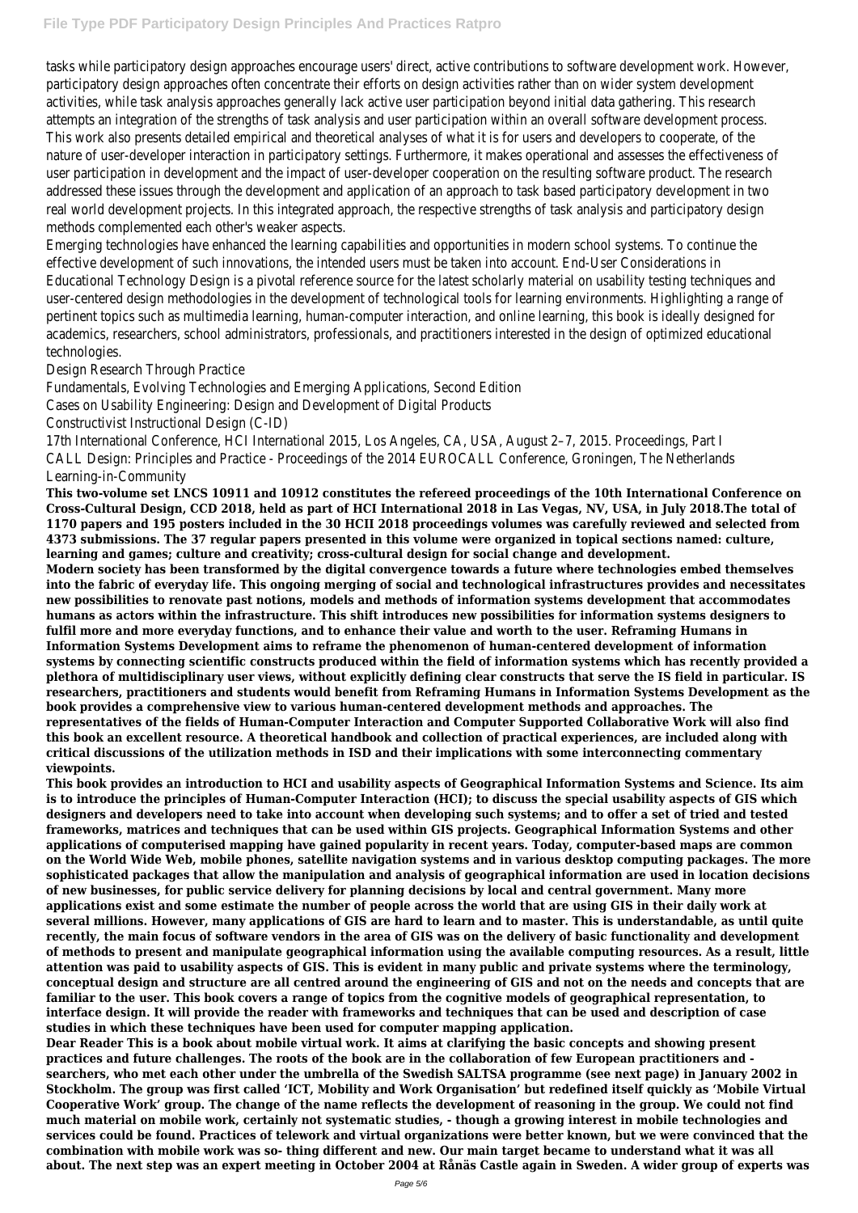tasks while participatory design approaches encourage users' direct, active contributions to software development work. However, participatory design approaches often concentrate their efforts on design activities rather than on wider system development activities, while task analysis approaches generally lack active user participation beyond initial data gathering. This research attempts an integration of the strengths of task analysis and user participation within an overall software development process. This work also presents detailed empirical and theoretical analyses of what it is for users and developers to cooperate, of the nature of user-developer interaction in participatory settings. Furthermore, it makes operational and assesses the effectiveness of user participation in development and the impact of user-developer cooperation on the resulting software product. The research addressed these issues through the development and application of an approach to task based participatory development in two real world development projects. In this integrated approach, the respective strengths of task analysis and participatory design methods complemented each other's weaker aspects.

Emerging technologies have enhanced the learning capabilities and opportunities in modern school systems. To continue the effective development of such innovations, the intended users must be taken into account. End-User Considerations in Educational Technology Design is a pivotal reference source for the latest scholarly material on usability testing techniques and user-centered design methodologies in the development of technological tools for learning environments. Highlighting a range of pertinent topics such as multimedia learning, human-computer interaction, and online learning, this book is ideally designed for academics, researchers, school administrators, professionals, and practitioners interested in the design of optimized educational technologies.

Design Research Through Practice

Fundamentals, Evolving Technologies and Emerging Applications, Second Edition

Cases on Usability Engineering: Design and Development of Digital Products

Constructivist Instructional Design (C-ID)

17th International Conference, HCI International 2015, Los Angeles, CA, USA, August 2–7, 2015. Proceedings, Part I

CALL Design: Principles and Practice - Proceedings of the 2014 EUROCALL Conference, Groningen, The Netherlands

Learning-in-Community

**This two-volume set LNCS 10911 and 10912 constitutes the refereed proceedings of the 10th International Conference on Cross-Cultural Design, CCD 2018, held as part of HCI International 2018 in Las Vegas, NV, USA, in July 2018.The total of 1170 papers and 195 posters included in the 30 HCII 2018 proceedings volumes was carefully reviewed and selected from 4373 submissions. The 37 regular papers presented in this volume were organized in topical sections named: culture, learning and games; culture and creativity; cross-cultural design for social change and development.**

**Modern society has been transformed by the digital convergence towards a future where technologies embed themselves into the fabric of everyday life. This ongoing merging of social and technological infrastructures provides and necessitates new possibilities to renovate past notions, models and methods of information systems development that accommodates humans as actors within the infrastructure. This shift introduces new possibilities for information systems designers to fulfil more and more everyday functions, and to enhance their value and worth to the user. Reframing Humans in Information Systems Development aims to reframe the phenomenon of human-centered development of information systems by connecting scientific constructs produced within the field of information systems which has recently provided a plethora of multidisciplinary user views, without explicitly defining clear constructs that serve the IS field in particular. IS researchers, practitioners and students would benefit from Reframing Humans in Information Systems Development as the book provides a comprehensive view to various human-centered development methods and approaches. The representatives of the fields of Human-Computer Interaction and Computer Supported Collaborative Work will also find this book an excellent resource. A theoretical handbook and collection of practical experiences, are included along with critical discussions of the utilization methods in ISD and their implications with some interconnecting commentary viewpoints.**

**This book provides an introduction to HCI and usability aspects of Geographical Information Systems and Science. Its aim is to introduce the principles of Human-Computer Interaction (HCI); to discuss the special usability aspects of GIS which designers and developers need to take into account when developing such systems; and to offer a set of tried and tested frameworks, matrices and techniques that can be used within GIS projects. Geographical Information Systems and other applications of computerised mapping have gained popularity in recent years. Today, computer-based maps are common on the World Wide Web, mobile phones, satellite navigation systems and in various desktop computing packages. The more sophisticated packages that allow the manipulation and analysis of geographical information are used in location decisions of new businesses, for public service delivery for planning decisions by local and central government. Many more applications exist and some estimate the number of people across the world that are using GIS in their daily work at several millions. However, many applications of GIS are hard to learn and to master. This is understandable, as until quite recently, the main focus of software vendors in the area of GIS was on the delivery of basic functionality and development of methods to present and manipulate geographical information using the available computing resources. As a result, little attention was paid to usability aspects of GIS. This is evident in many public and private systems where the terminology, conceptual design and structure are all centred around the engineering of GIS and not on the needs and concepts that are familiar to the user. This book covers a range of topics from the cognitive models of geographical representation, to interface design. It will provide the reader with frameworks and techniques that can be used and description of case studies in which these techniques have been used for computer mapping application.**

**Dear Reader This is a book about mobile virtual work. It aims at clarifying the basic concepts and showing present practices and future challenges. The roots of the book are in the collaboration of few European practitioners and - searchers, who met each other under the umbrella of the Swedish SALTSA programme (see next page) in January 2002 in Stockholm. The group was first called 'ICT, Mobility and Work Organisation' but redefined itself quickly as 'Mobile Virtual Cooperative Work' group. The change of the name reflects the development of reasoning in the group. We could not find much material on mobile work, certainly not systematic studies, - though a growing interest in mobile technologies and services could be found. Practices of telework and virtual organizations were better known, but we were convinced that the combination with mobile work was so- thing different and new. Our main target became to understand what it was all about. The next step was an expert meeting in October 2004 at Rånäs Castle again in Sweden. A wider group of experts was**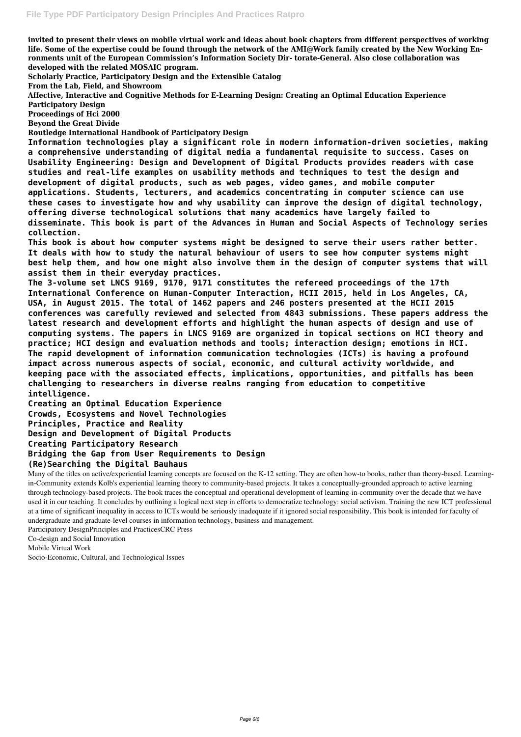**invited to present their views on mobile virtual work and ideas about book chapters from different perspectives of working life. Some of the expertise could be found through the network of the AMI@Work family created by the New Working Environments unit of the European Commission's Information Society Dir- torate-General. Also close collaboration was developed with the related MOSAIC program.**

**Scholarly Practice, Participatory Design and the Extensible Catalog**

**From the Lab, Field, and Showroom**

**Affective, Interactive and Cognitive Methods for E-Learning Design: Creating an Optimal Education Experience**

**Participatory Design**

**Proceedings of Hci 2000**

**Beyond the Great Divide**

**Routledge International Handbook of Participatory Design**

**Information technologies play a significant role in modern information-driven societies, making a comprehensive understanding of digital media a fundamental requisite to success. Cases on Usability Engineering: Design and Development of Digital Products provides readers with case studies and real-life examples on usability methods and techniques to test the design and development of digital products, such as web pages, video games, and mobile computer applications. Students, lecturers, and academics concentrating in computer science can use these cases to investigate how and why usability can improve the design of digital technology, offering diverse technological solutions that many academics have largely failed to disseminate. This book is part of the Advances in Human and Social Aspects of Technology series collection.**

**This book is about how computer systems might be designed to serve their users rather better. It deals with how to study the natural behaviour of users to see how computer systems might best help them, and how one might also involve them in the design of computer systems that will assist them in their everyday practices.**

**The 3-volume set LNCS 9169, 9170, 9171 constitutes the refereed proceedings of the 17th International Conference on Human-Computer Interaction, HCII 2015, held in Los Angeles, CA, USA, in August 2015. The total of 1462 papers and 246 posters presented at the HCII 2015 conferences was carefully reviewed and selected from 4843 submissions. These papers address the latest research and development efforts and highlight the human aspects of design and use of computing systems. The papers in LNCS 9169 are organized in topical sections on HCI theory and practice; HCI design and evaluation methods and tools; interaction design; emotions in HCI.**

**The rapid development of information communication technologies (ICTs) is having a profound impact across numerous aspects of social, economic, and cultural activity worldwide, and keeping pace with the associated effects, implications, opportunities, and pitfalls has been challenging to researchers in diverse realms ranging from education to competitive intelligence.**

**Creating an Optimal Education Experience**

**Crowds, Ecosystems and Novel Technologies**

**Principles, Practice and Reality**

**Design and Development of Digital Products**

**Creating Participatory Research**

**Bridging the Gap from User Requirements to Design**

**(Re)Searching the Digital Bauhaus**

Many of the titles on active/experiential learning concepts are focused on the K-12 setting. They are often how-to books, rather than theory-based. Learning-in-Community extends Kolb's experiential learning theory to community-based projects. It takes a conceptually-grounded approach to active learning through technology-based projects. The book traces the conceptual and operational development of learning-in-community over the decade that we have used it in our teaching. It concludes by outlining a logical next step in efforts to democratize technology: social activism. Training the new ICT professional at a time of significant inequality in access to ICTs would be seriously inadequate if it ignored social responsibility. This book is intended for faculty of undergraduate and graduate-level courses in information technology, business and management.

Participatory DesignPrinciples and PracticesCRC Press

Co-design and Social Innovation

Mobile Virtual Work

Socio-Economic, Cultural, and Technological Issues